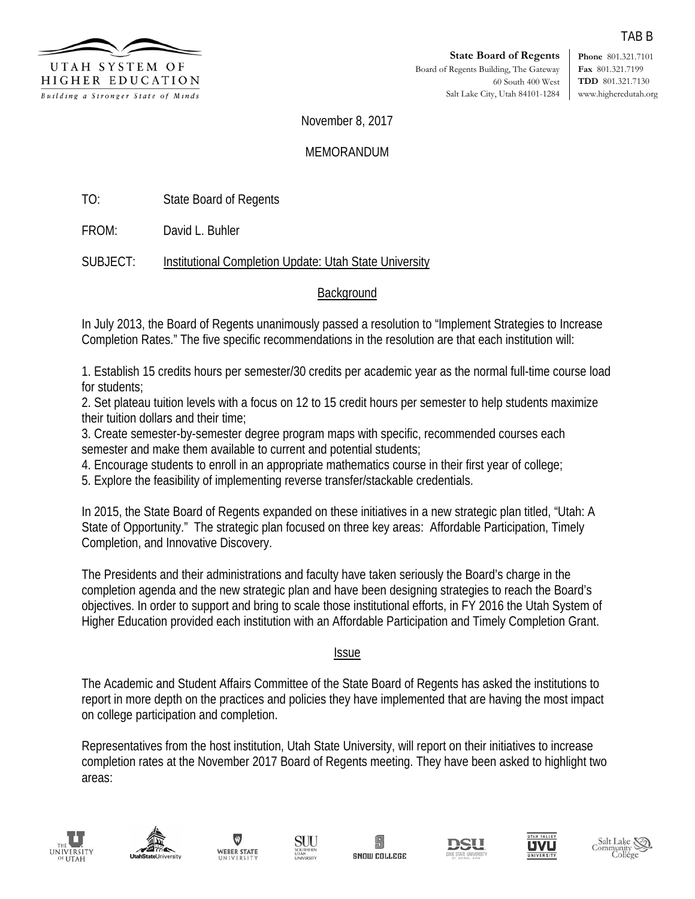TAB B

UTAH SYSTEM OF HIGHER EDUCATION
*Building a Stronger State of Minds*

**State Board of Regents**
Board of Regents Building, The Gateway
60 South 400 West
Salt Lake City, Utah 84101-1284

**Phone** 801.321.7101
**Fax** 801.321.7199
**TDD** 801.321.7130
www.higheredutah.org

November 8, 2017

MEMORANDUM

TO: State Board of Regents

FROM: David L. Buhler

SUBJECT: Institutional Completion Update: Utah State University

## Background

In July 2013, the Board of Regents unanimously passed a resolution to "Implement Strategies to Increase Completion Rates." The five specific recommendations in the resolution are that each institution will:

1. Establish 15 credits hours per semester/30 credits per academic year as the normal full-time course load for students;
2. Set plateau tuition levels with a focus on 12 to 15 credit hours per semester to help students maximize their tuition dollars and their time;
3. Create semester-by-semester degree program maps with specific, recommended courses each semester and make them available to current and potential students;
4. Encourage students to enroll in an appropriate mathematics course in their first year of college;
5. Explore the feasibility of implementing reverse transfer/stackable credentials.

In 2015, the State Board of Regents expanded on these initiatives in a new strategic plan titled, "Utah: A State of Opportunity." The strategic plan focused on three key areas: Affordable Participation, Timely Completion, and Innovative Discovery.

The Presidents and their administrations and faculty have taken seriously the Board's charge in the completion agenda and the new strategic plan and have been designing strategies to reach the Board's objectives. In order to support and bring to scale those institutional efforts, in FY 2016 the Utah System of Higher Education provided each institution with an Affordable Participation and Timely Completion Grant.

## Issue

The Academic and Student Affairs Committee of the State Board of Regents has asked the institutions to report in more depth on the practices and policies they have implemented that are having the most impact on college participation and completion.

Representatives from the host institution, Utah State University, will report on their initiatives to increase completion rates at the November 2017 Board of Regents meeting. They have been asked to highlight two areas: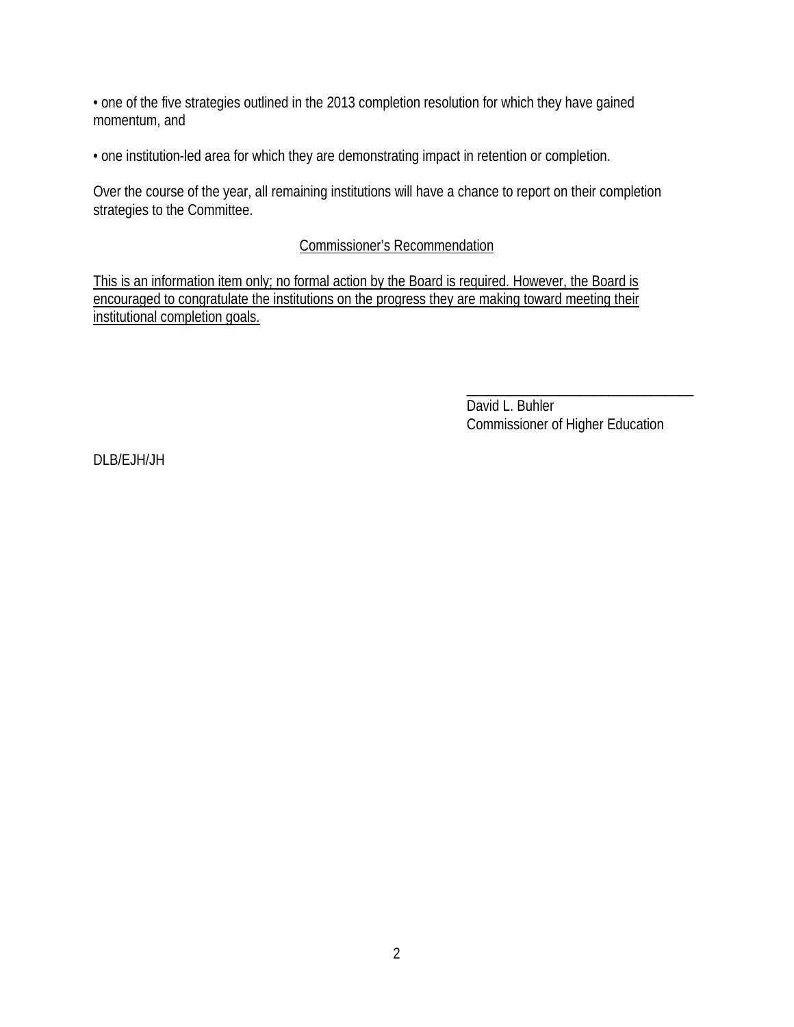- one of the five strategies outlined in the 2013 completion resolution for which they have gained momentum, and

- one institution-led area for which they are demonstrating impact in retention or completion.

Over the course of the year, all remaining institutions will have a chance to report on their completion strategies to the Committee.

Commissioner's Recommendation

This is an information item only; no formal action by the Board is required. However, the Board is encouraged to congratulate the institutions on the progress they are making toward meeting their institutional completion goals.

\_\_\_\_\_\_\_\_\_\_\_\_\_\_\_\_\_\_\_\_\_\_\_\_\_\_\_\_\_\_\_\_\_\_

David L. Buhler
Commissioner of Higher Education

DLB/EJH/JH